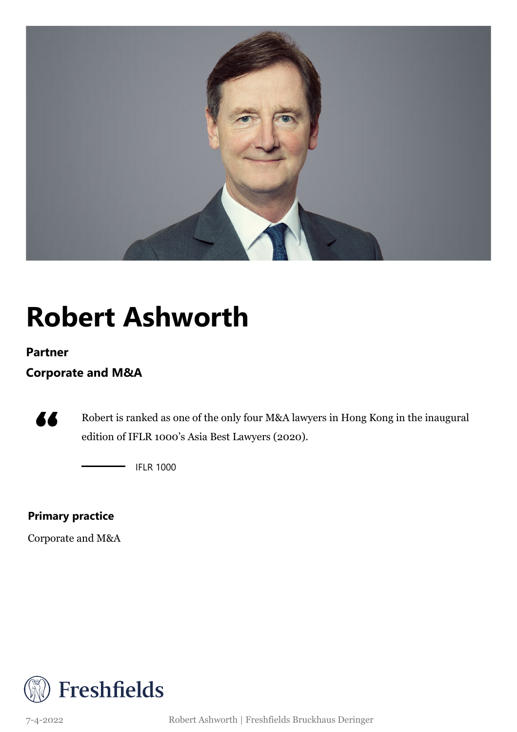# Robert Ashworth

**Partner**

**Corporate and M&A**

> Robert is ranked as one of the only four M&A lawyers in Hong Kong in the inaugural edition of IFLR 1000's Asia Best Lawyers (2020).
>
> — IFLR 1000

**Primary practice**

Corporate and M&A

Freshfields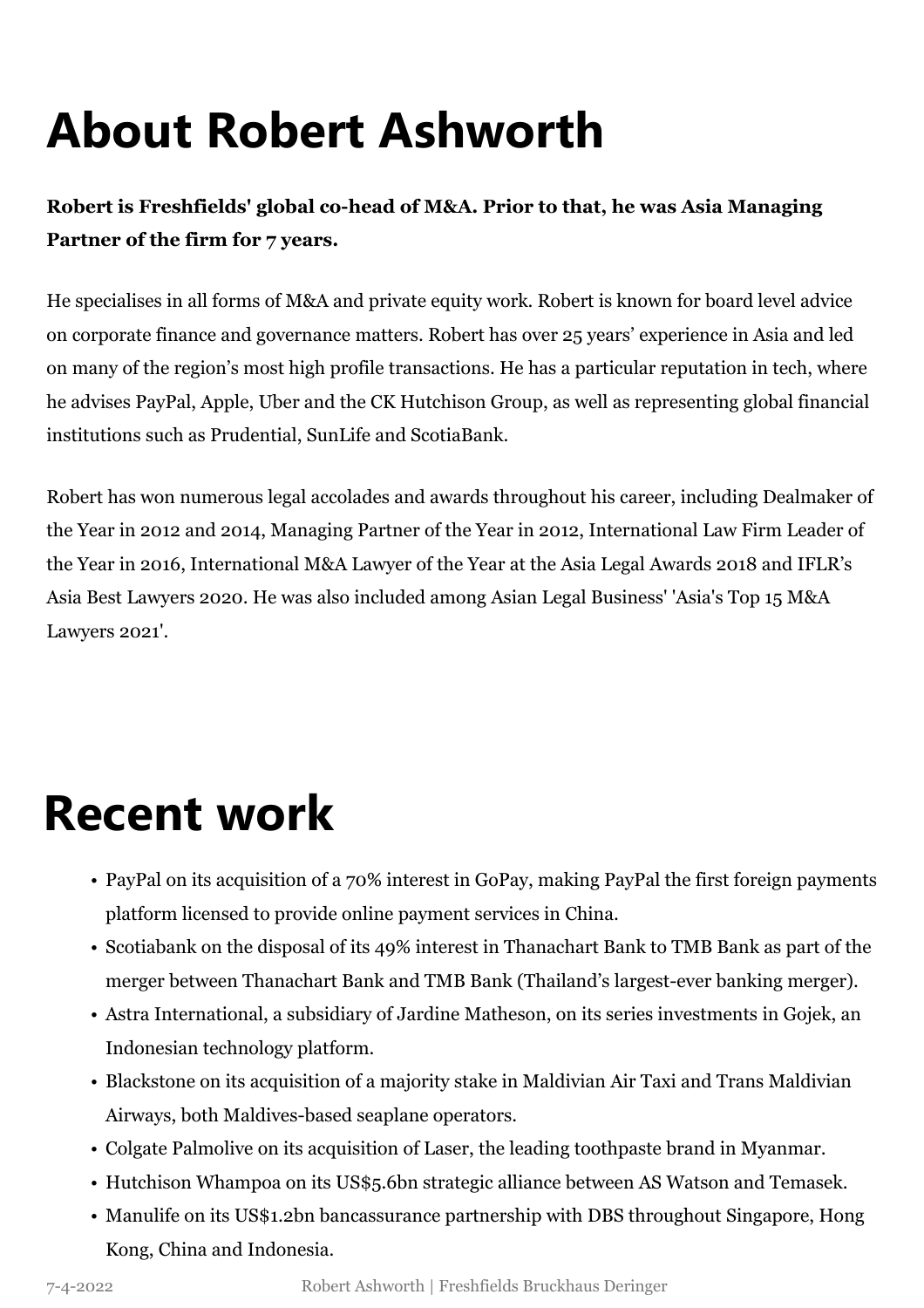# About Robert Ashworth

**Robert is Freshfields' global co-head of M&A. Prior to that, he was Asia Managing Partner of the firm for 7 years.**

He specialises in all forms of M&A and private equity work. Robert is known for board level advice on corporate finance and governance matters. Robert has over 25 years' experience in Asia and led on many of the region's most high profile transactions. He has a particular reputation in tech, where he advises PayPal, Apple, Uber and the CK Hutchison Group, as well as representing global financial institutions such as Prudential, SunLife and ScotiaBank.

Robert has won numerous legal accolades and awards throughout his career, including Dealmaker of the Year in 2012 and 2014, Managing Partner of the Year in 2012, International Law Firm Leader of the Year in 2016, International M&A Lawyer of the Year at the Asia Legal Awards 2018 and IFLR's Asia Best Lawyers 2020. He was also included among Asian Legal Business' 'Asia's Top 15 M&A Lawyers 2021'.

# Recent work

- PayPal on its acquisition of a 70% interest in GoPay, making PayPal the first foreign payments platform licensed to provide online payment services in China.
- Scotiabank on the disposal of its 49% interest in Thanachart Bank to TMB Bank as part of the merger between Thanachart Bank and TMB Bank (Thailand's largest-ever banking merger).
- Astra International, a subsidiary of Jardine Matheson, on its series investments in Gojek, an Indonesian technology platform.
- Blackstone on its acquisition of a majority stake in Maldivian Air Taxi and Trans Maldivian Airways, both Maldives-based seaplane operators.
- Colgate Palmolive on its acquisition of Laser, the leading toothpaste brand in Myanmar.
- Hutchison Whampoa on its US$5.6bn strategic alliance between AS Watson and Temasek.
- Manulife on its US$1.2bn bancassurance partnership with DBS throughout Singapore, Hong Kong, China and Indonesia.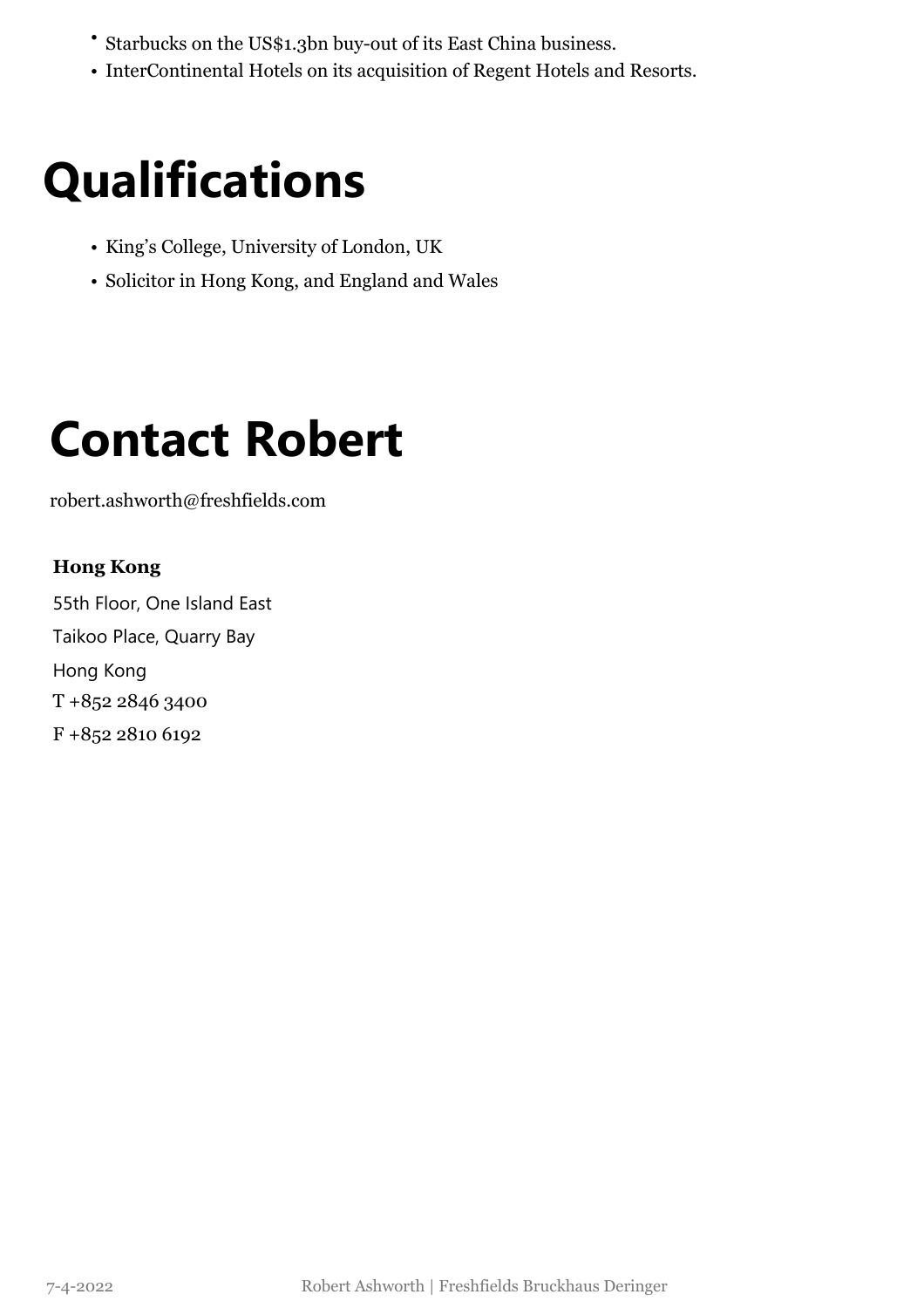- Starbucks on the US$1.3bn buy-out of its East China business.
- InterContinental Hotels on its acquisition of Regent Hotels and Resorts.

# Qualifications

- King's College, University of London, UK
- Solicitor in Hong Kong, and England and Wales

# Contact Robert

robert.ashworth@freshfields.com

**Hong Kong**

55th Floor, One Island East
Taikoo Place, Quarry Bay
Hong Kong
T +852 2846 3400
F +852 2810 6192